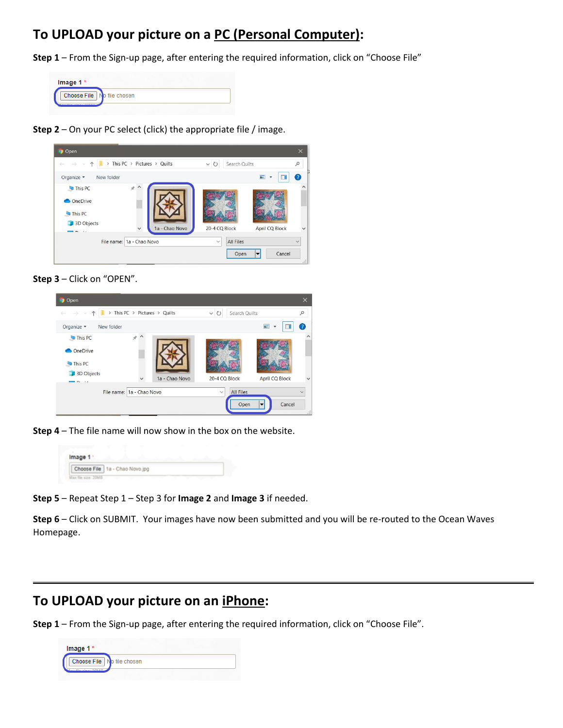# To UPLOAD your picture on a PC (Personal Computer):

**Step 1** – From the Sign-up page, after entering the required information, click on “Choose File”

**Step 2** – On your PC select (click) the appropriate file / image.

**Step 3** – Click on “OPEN”.

**Step 4** – The file name will now show in the box on the website.

**Step 5** – Repeat Step 1 – Step 3 for **Image 2** and **Image 3** if needed.

**Step 6** – Click on SUBMIT. Your images have now been submitted and you will be re-routed to the Ocean Waves Homepage.

---

# To UPLOAD your picture on an iPhone:

**Step 1** – From the Sign-up page, after entering the required information, click on “Choose File”.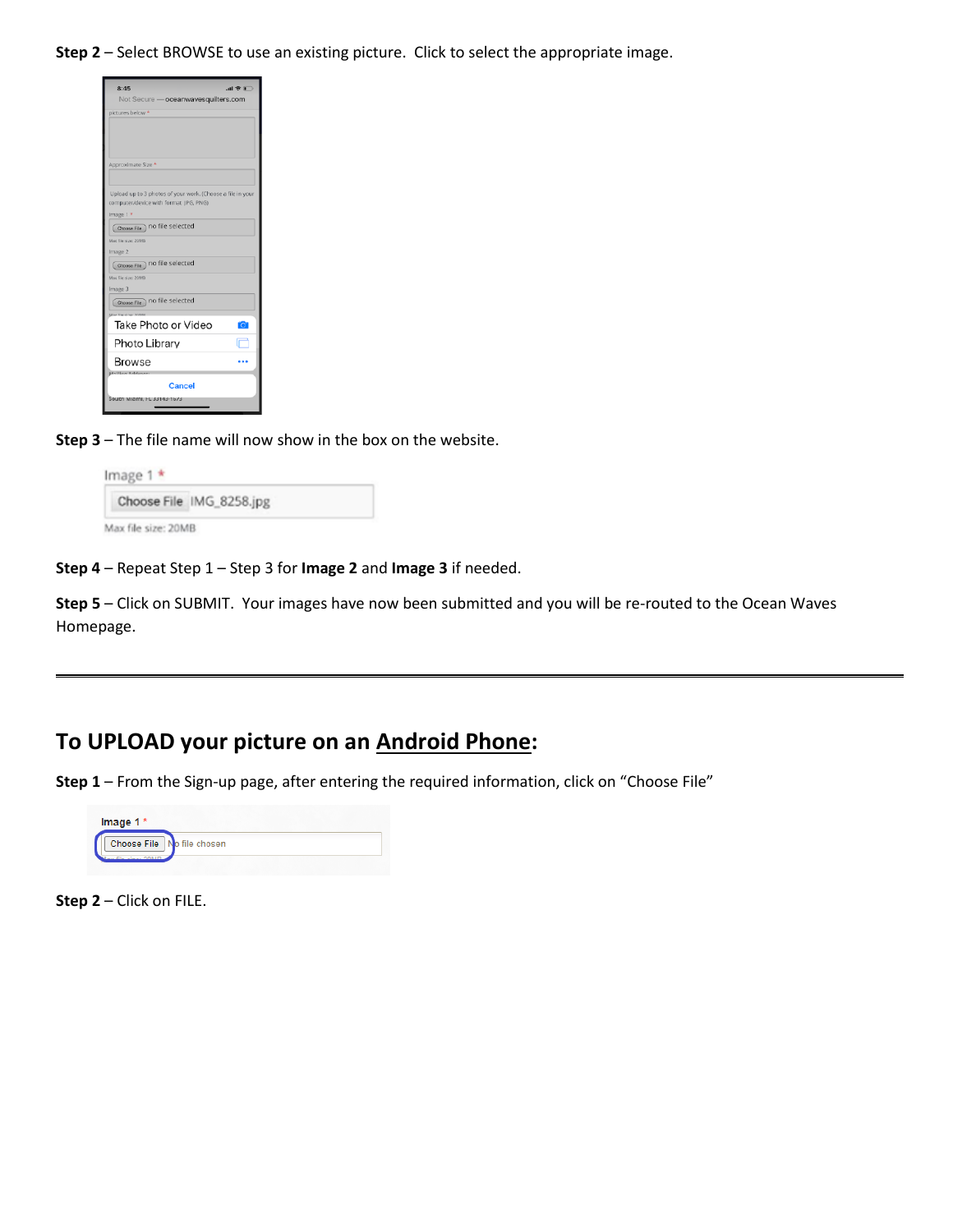**Step 2** – Select BROWSE to use an existing picture. Click to select the appropriate image.

**Step 3** – The file name will now show in the box on the website.

**Step 4** – Repeat Step 1 – Step 3 for **Image 2** and **Image 3** if needed.

**Step 5** – Click on SUBMIT. Your images have now been submitted and you will be re-routed to the Ocean Waves Homepage.

---

## To UPLOAD your picture on an Android Phone:

**Step 1** – From the Sign-up page, after entering the required information, click on "Choose File"

**Step 2** – Click on FILE.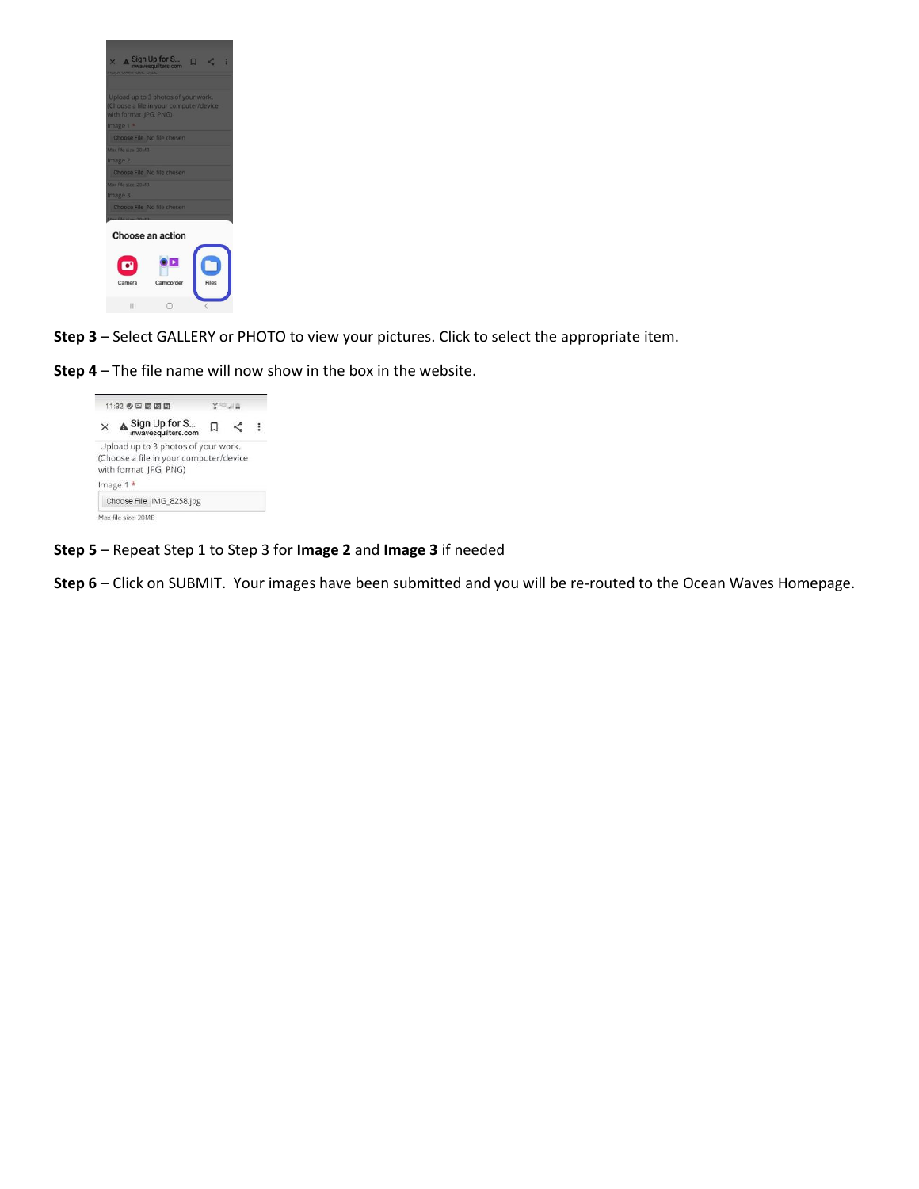**Step 3** – Select GALLERY or PHOTO to view your pictures. Click to select the appropriate item.

**Step 4** – The file name will now show in the box in the website.

**Step 5** – Repeat Step 1 to Step 3 for **Image 2** and **Image 3** if needed

**Step 6** – Click on SUBMIT. Your images have been submitted and you will be re-routed to the Ocean Waves Homepage.